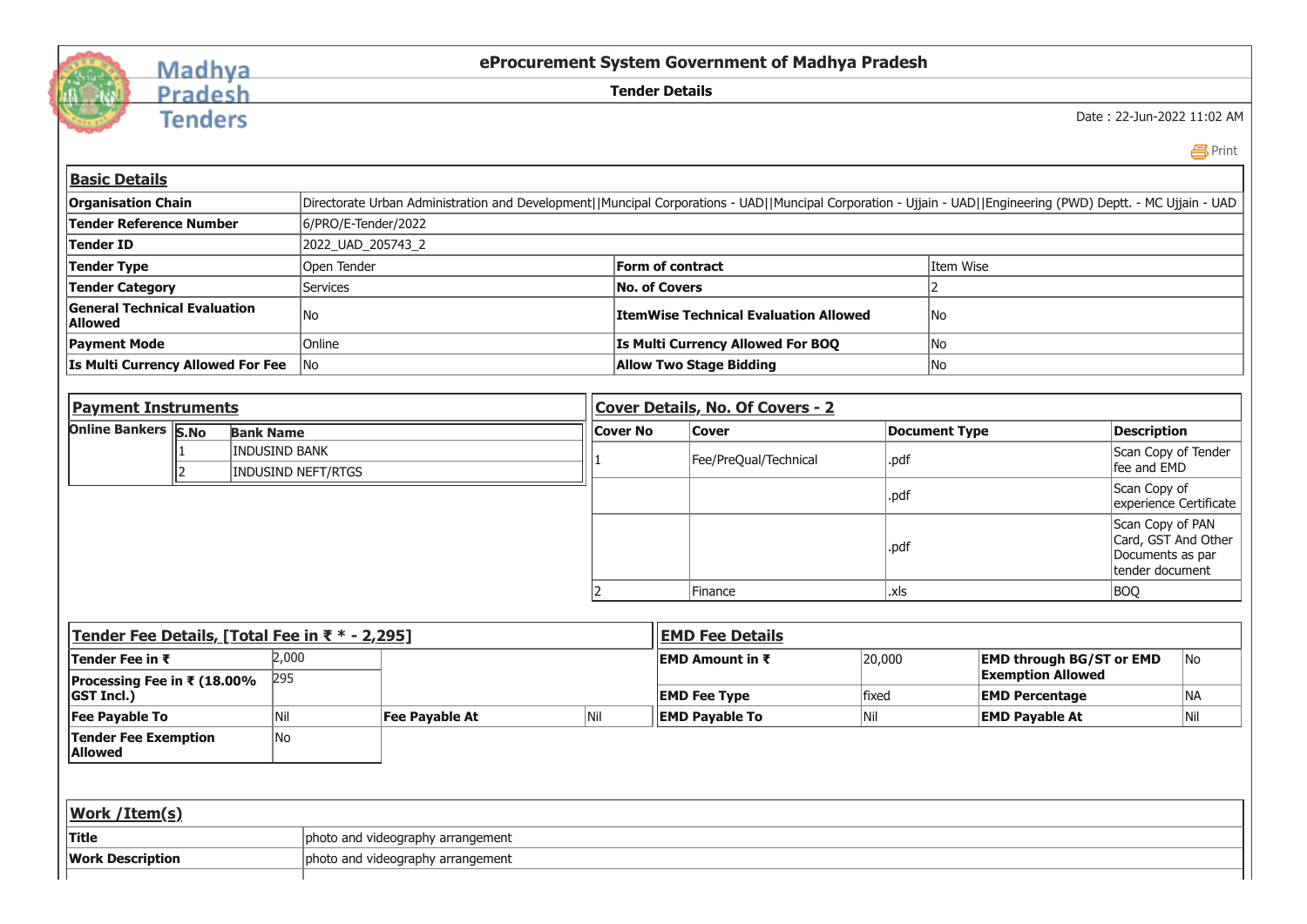# Madhya Pradesh Tenders

## eProcurement System Government of Madhya Pradesh

### Tender Details

Date : 22-Jun-2022 11:02 AM

Print

## Basic Details

| | | | |
|---|---|---|---|
| **Organisation Chain** | Directorate Urban Administration and Development\|\|Muncipal Corporations - UAD\|\|Muncipal Corporation - Ujjain - UAD\|\|Engineering (PWD) Deptt. - MC Ujjain - UAD | | |
| **Tender Reference Number** | 6/PRO/E-Tender/2022 | | |
| **Tender ID** | 2022_UAD_205743_2 | | |
| **Tender Type** | Open Tender | **Form of contract** | Item Wise |
| **Tender Category** | Services | **No. of Covers** | 2 |
| **General Technical Evaluation Allowed** | No | **ItemWise Technical Evaluation Allowed** | No |
| **Payment Mode** | Online | **Is Multi Currency Allowed For BOQ** | No |
| **Is Multi Currency Allowed For Fee** | No | **Allow Two Stage Bidding** | No |

## Payment Instruments

**Online Bankers**

| S.No | Bank Name |
|---|---|
| 1 | INDUSIND BANK |
| 2 | INDUSIND NEFT/RTGS |

## Cover Details, No. Of Covers - 2

| Cover No | Cover | Document Type | Description |
|---|---|---|---|
| 1 | Fee/PreQual/Technical | .pdf | Scan Copy of Tender fee and EMD |
| | | .pdf | Scan Copy of experience Certificate |
| | | .pdf | Scan Copy of PAN Card, GST And Other Documents as par tender document |
| 2 | Finance | .xls | BOQ |

## Tender Fee Details, [Total Fee in ₹ * - 2,295]

| | | | |
|---|---|---|---|
| **Tender Fee in ₹** | 2,000 | | |
| **Processing Fee in ₹ (18.00% GST Incl.)** | 295 | | |
| **Fee Payable To** | Nil | **Fee Payable At** | Nil |
| **Tender Fee Exemption Allowed** | No | | |

## EMD Fee Details

| | | | |
|---|---|---|---|
| **EMD Amount in ₹** | 20,000 | **EMD through BG/ST or EMD Exemption Allowed** | No |
| **EMD Fee Type** | fixed | **EMD Percentage** | NA |
| **EMD Payable To** | Nil | **EMD Payable At** | Nil |

## Work /Item(s)

| | |
|---|---|
| **Title** | photo and videography arrangement |
| **Work Description** | photo and videography arrangement |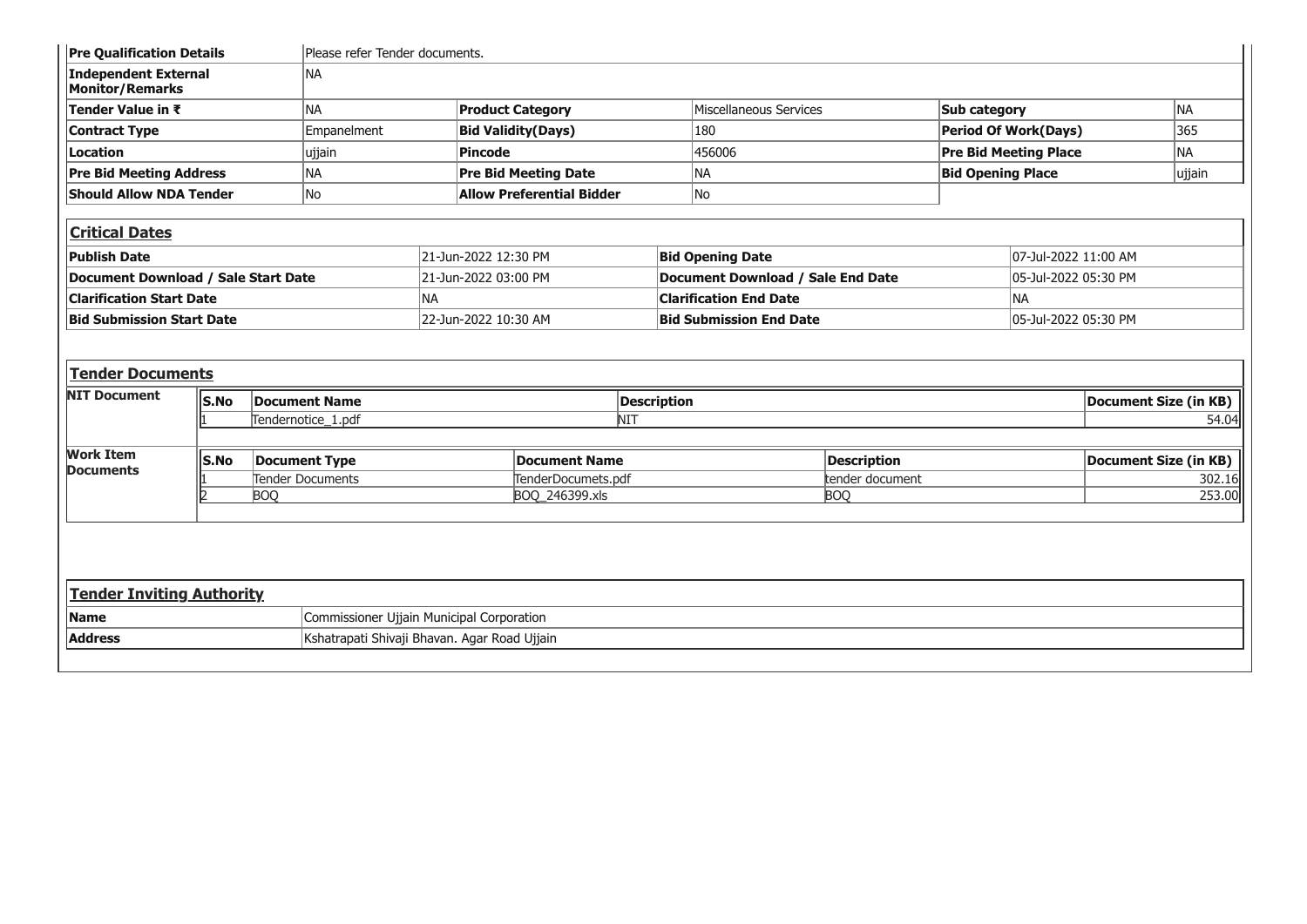| | | | | | | | |
|---|---|---|---|---|---|---|---|
| **Pre Qualification Details** | Please refer Tender documents. | | | | | | |
| **Independent External Monitor/Remarks** | NA | | | | | | |
| **Tender Value in ₹** | NA | **Product Category** | Miscellaneous Services | **Sub category** | NA |
| **Contract Type** | Empanelment | **Bid Validity(Days)** | 180 | **Period Of Work(Days)** | 365 |
| **Location** | ujjain | **Pincode** | 456006 | **Pre Bid Meeting Place** | NA |
| **Pre Bid Meeting Address** | NA | **Pre Bid Meeting Date** | NA | **Bid Opening Place** | ujjain |
| **Should Allow NDA Tender** | No | **Allow Preferential Bidder** | No | | |

## Critical Dates

| | | | |
|---|---|---|---|
| **Publish Date** | 21-Jun-2022 12:30 PM | **Bid Opening Date** | 07-Jul-2022 11:00 AM |
| **Document Download / Sale Start Date** | 21-Jun-2022 03:00 PM | **Document Download / Sale End Date** | 05-Jul-2022 05:30 PM |
| **Clarification Start Date** | NA | **Clarification End Date** | NA |
| **Bid Submission Start Date** | 22-Jun-2022 10:30 AM | **Bid Submission End Date** | 05-Jul-2022 05:30 PM |

## Tender Documents

**NIT Document**

| S.No | Document Name | Description | Document Size (in KB) |
|---|---|---|---|
| 1 | Tendernotice_1.pdf | NIT | 54.04 |

**Work Item Documents**

| S.No | Document Type | Document Name | Description | Document Size (in KB) |
|---|---|---|---|---|
| 1 | Tender Documents | TenderDocumets.pdf | tender document | 302.16 |
| 2 | BOQ | BOQ_246399.xls | BOQ | 253.00 |

## Tender Inviting Authority

| | |
|---|---|
| **Name** | Commissioner Ujjain Municipal Corporation |
| **Address** | Kshatrapati Shivaji Bhavan. Agar Road Ujjain |